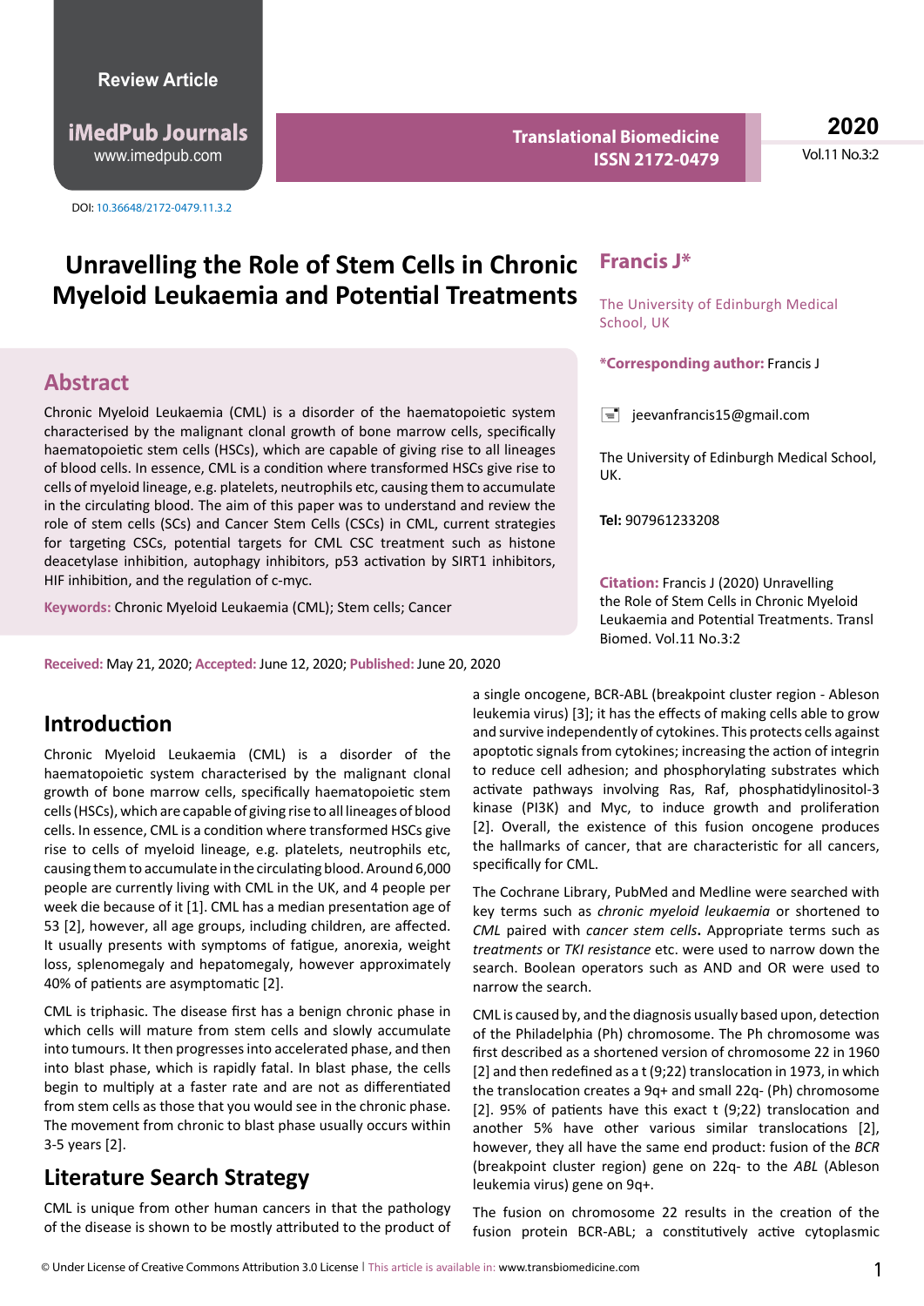Review Article

iMedPub Journals
www.imedpub.com

Translational Biomedicine
ISSN 2172-0479

2020
Vol.11 No.3:2

DOI: 10.36648/2172-0479.11.3.2

# Unravelling the Role of Stem Cells in Chronic Myeloid Leukaemia and Potential Treatments

**Francis J***

The University of Edinburgh Medical School, UK

***Corresponding author:** Francis J

jeevanfrancis15@gmail.com

The University of Edinburgh Medical School, UK.

**Tel:** 907961233208

**Citation:** Francis J (2020) Unravelling the Role of Stem Cells in Chronic Myeloid Leukaemia and Potential Treatments. Transl Biomed. Vol.11 No.3:2

## Abstract

Chronic Myeloid Leukaemia (CML) is a disorder of the haematopoietic system characterised by the malignant clonal growth of bone marrow cells, specifically haematopoietic stem cells (HSCs), which are capable of giving rise to all lineages of blood cells. In essence, CML is a condition where transformed HSCs give rise to cells of myeloid lineage, e.g. platelets, neutrophils etc, causing them to accumulate in the circulating blood. The aim of this paper was to understand and review the role of stem cells (SCs) and Cancer Stem Cells (CSCs) in CML, current strategies for targeting CSCs, potential targets for CML CSC treatment such as histone deacetylase inhibition, autophagy inhibitors, p53 activation by SIRT1 inhibitors, HIF inhibition, and the regulation of c-myc.

**Keywords:** Chronic Myeloid Leukaemia (CML); Stem cells; Cancer

**Received:** May 21, 2020; **Accepted:** June 12, 2020; **Published:** June 20, 2020

## Introduction

Chronic Myeloid Leukaemia (CML) is a disorder of the haematopoietic system characterised by the malignant clonal growth of bone marrow cells, specifically haematopoietic stem cells (HSCs), which are capable of giving rise to all lineages of blood cells. In essence, CML is a condition where transformed HSCs give rise to cells of myeloid lineage, e.g. platelets, neutrophils etc, causing them to accumulate in the circulating blood. Around 6,000 people are currently living with CML in the UK, and 4 people per week die because of it [1]. CML has a median presentation age of 53 [2], however, all age groups, including children, are affected. It usually presents with symptoms of fatigue, anorexia, weight loss, splenomegaly and hepatomegaly, however approximately 40% of patients are asymptomatic [2].

CML is triphasic. The disease first has a benign chronic phase in which cells will mature from stem cells and slowly accumulate into tumours. It then progresses into accelerated phase, and then into blast phase, which is rapidly fatal. In blast phase, the cells begin to multiply at a faster rate and are not as differentiated from stem cells as those that you would see in the chronic phase. The movement from chronic to blast phase usually occurs within 3-5 years [2].

## Literature Search Strategy

CML is unique from other human cancers in that the pathology of the disease is shown to be mostly attributed to the product of a single oncogene, BCR-ABL (breakpoint cluster region - Ableson leukemia virus) [3]; it has the effects of making cells able to grow and survive independently of cytokines. This protects cells against apoptotic signals from cytokines; increasing the action of integrin to reduce cell adhesion; and phosphorylating substrates which activate pathways involving Ras, Raf, phosphatidylinositol-3 kinase (PI3K) and Myc, to induce growth and proliferation [2]. Overall, the existence of this fusion oncogene produces the hallmarks of cancer, that are characteristic for all cancers, specifically for CML.

The Cochrane Library, PubMed and Medline were searched with key terms such as *chronic myeloid leukaemia* or shortened to *CML* paired with *cancer stem cells***.** Appropriate terms such as *treatments* or *TKI resistance* etc. were used to narrow down the search. Boolean operators such as AND and OR were used to narrow the search.

CML is caused by, and the diagnosis usually based upon, detection of the Philadelphia (Ph) chromosome. The Ph chromosome was first described as a shortened version of chromosome 22 in 1960 [2] and then redefined as a t (9;22) translocation in 1973, in which the translocation creates a 9q+ and small 22q- (Ph) chromosome [2]. 95% of patients have this exact t (9;22) translocation and another 5% have other various similar translocations [2], however, they all have the same end product: fusion of the *BCR* (breakpoint cluster region) gene on 22q- to the *ABL* (Ableson leukemia virus) gene on 9q+.

The fusion on chromosome 22 results in the creation of the fusion protein BCR-ABL; a constitutively active cytoplasmic

© Under License of Creative Commons Attribution 3.0 License | This article is available in: www.transbiomedicine.com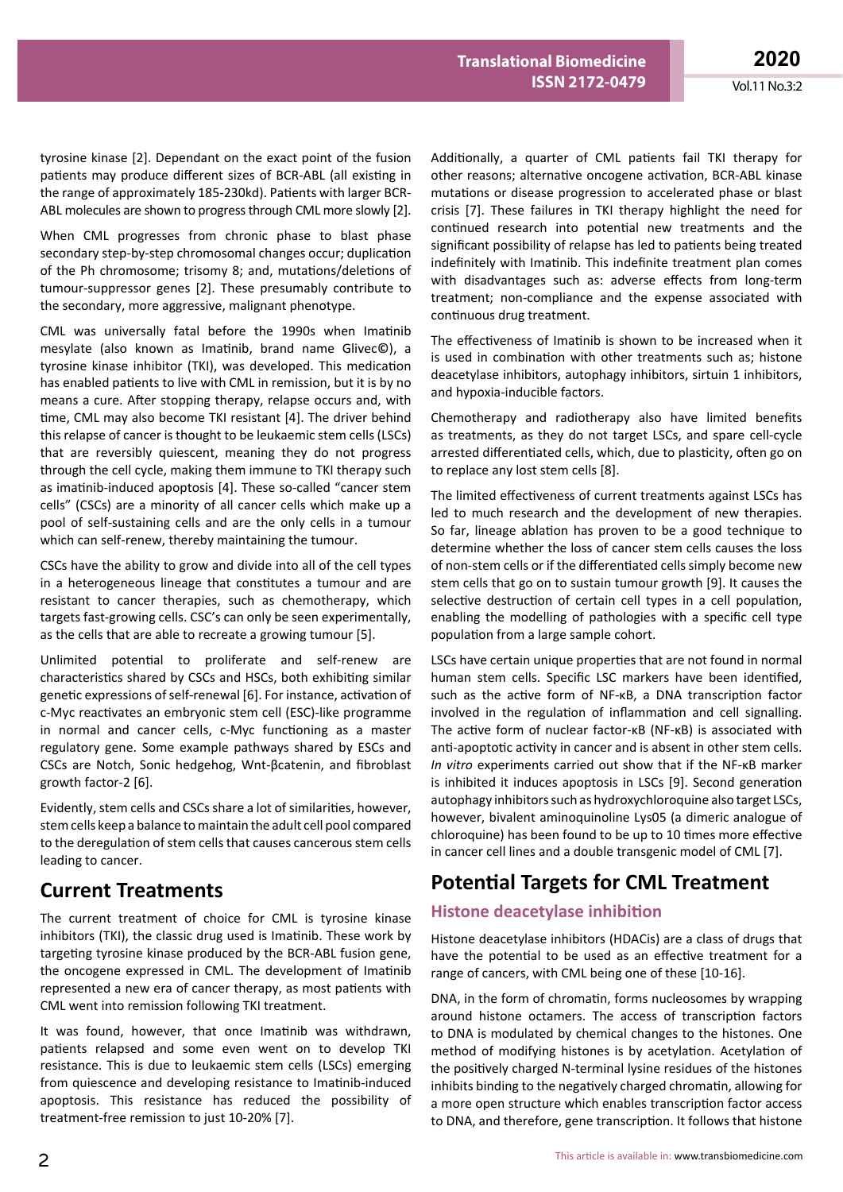tyrosine kinase [2]. Dependant on the exact point of the fusion patients may produce different sizes of BCR-ABL (all existing in the range of approximately 185-230kd). Patients with larger BCR-ABL molecules are shown to progress through CML more slowly [2].

When CML progresses from chronic phase to blast phase secondary step-by-step chromosomal changes occur; duplication of the Ph chromosome; trisomy 8; and, mutations/deletions of tumour-suppressor genes [2]. These presumably contribute to the secondary, more aggressive, malignant phenotype.

CML was universally fatal before the 1990s when Imatinib mesylate (also known as Imatinib, brand name Glivec©), a tyrosine kinase inhibitor (TKI), was developed. This medication has enabled patients to live with CML in remission, but it is by no means a cure. After stopping therapy, relapse occurs and, with time, CML may also become TKI resistant [4]. The driver behind this relapse of cancer is thought to be leukaemic stem cells (LSCs) that are reversibly quiescent, meaning they do not progress through the cell cycle, making them immune to TKI therapy such as imatinib-induced apoptosis [4]. These so-called "cancer stem cells" (CSCs) are a minority of all cancer cells which make up a pool of self-sustaining cells and are the only cells in a tumour which can self-renew, thereby maintaining the tumour.

CSCs have the ability to grow and divide into all of the cell types in a heterogeneous lineage that constitutes a tumour and are resistant to cancer therapies, such as chemotherapy, which targets fast-growing cells. CSC's can only be seen experimentally, as the cells that are able to recreate a growing tumour [5].

Unlimited potential to proliferate and self-renew are characteristics shared by CSCs and HSCs, both exhibiting similar genetic expressions of self-renewal [6]. For instance, activation of c-Myc reactivates an embryonic stem cell (ESC)-like programme in normal and cancer cells, c-Myc functioning as a master regulatory gene. Some example pathways shared by ESCs and CSCs are Notch, Sonic hedgehog, Wnt-βcatenin, and fibroblast growth factor-2 [6].

Evidently, stem cells and CSCs share a lot of similarities, however, stem cells keep a balance to maintain the adult cell pool compared to the deregulation of stem cells that causes cancerous stem cells leading to cancer.

## Current Treatments

The current treatment of choice for CML is tyrosine kinase inhibitors (TKI), the classic drug used is Imatinib. These work by targeting tyrosine kinase produced by the BCR-ABL fusion gene, the oncogene expressed in CML. The development of Imatinib represented a new era of cancer therapy, as most patients with CML went into remission following TKI treatment.

It was found, however, that once Imatinib was withdrawn, patients relapsed and some even went on to develop TKI resistance. This is due to leukaemic stem cells (LSCs) emerging from quiescence and developing resistance to Imatinib-induced apoptosis. This resistance has reduced the possibility of treatment-free remission to just 10-20% [7].

Additionally, a quarter of CML patients fail TKI therapy for other reasons; alternative oncogene activation, BCR-ABL kinase mutations or disease progression to accelerated phase or blast crisis [7]. These failures in TKI therapy highlight the need for continued research into potential new treatments and the significant possibility of relapse has led to patients being treated indefinitely with Imatinib. This indefinite treatment plan comes with disadvantages such as: adverse effects from long-term treatment; non-compliance and the expense associated with continuous drug treatment.

The effectiveness of Imatinib is shown to be increased when it is used in combination with other treatments such as; histone deacetylase inhibitors, autophagy inhibitors, sirtuin 1 inhibitors, and hypoxia-inducible factors.

Chemotherapy and radiotherapy also have limited benefits as treatments, as they do not target LSCs, and spare cell-cycle arrested differentiated cells, which, due to plasticity, often go on to replace any lost stem cells [8].

The limited effectiveness of current treatments against LSCs has led to much research and the development of new therapies. So far, lineage ablation has proven to be a good technique to determine whether the loss of cancer stem cells causes the loss of non-stem cells or if the differentiated cells simply become new stem cells that go on to sustain tumour growth [9]. It causes the selective destruction of certain cell types in a cell population, enabling the modelling of pathologies with a specific cell type population from a large sample cohort.

LSCs have certain unique properties that are not found in normal human stem cells. Specific LSC markers have been identified, such as the active form of NF-κB, a DNA transcription factor involved in the regulation of inflammation and cell signalling. The active form of nuclear factor-κB (NF-κB) is associated with anti-apoptotic activity in cancer and is absent in other stem cells. *In vitro* experiments carried out show that if the NF-κB marker is inhibited it induces apoptosis in LSCs [9]. Second generation autophagy inhibitors such as hydroxychloroquine also target LSCs, however, bivalent aminoquinoline Lys05 (a dimeric analogue of chloroquine) has been found to be up to 10 times more effective in cancer cell lines and a double transgenic model of CML [7].

## Potential Targets for CML Treatment

### Histone deacetylase inhibition

Histone deacetylase inhibitors (HDACis) are a class of drugs that have the potential to be used as an effective treatment for a range of cancers, with CML being one of these [10-16].

DNA, in the form of chromatin, forms nucleosomes by wrapping around histone octamers. The access of transcription factors to DNA is modulated by chemical changes to the histones. One method of modifying histones is by acetylation. Acetylation of the positively charged N-terminal lysine residues of the histones inhibits binding to the negatively charged chromatin, allowing for a more open structure which enables transcription factor access to DNA, and therefore, gene transcription. It follows that histone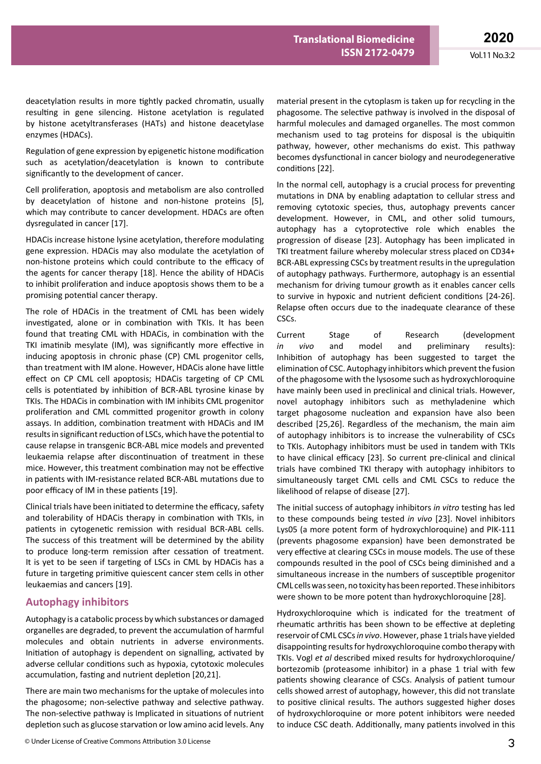deacetylation results in more tightly packed chromatin, usually resulting in gene silencing. Histone acetylation is regulated by histone acetyltransferases (HATs) and histone deacetylase enzymes (HDACs).

Regulation of gene expression by epigenetic histone modification such as acetylation/deacetylation is known to contribute significantly to the development of cancer.

Cell proliferation, apoptosis and metabolism are also controlled by deacetylation of histone and non-histone proteins [5], which may contribute to cancer development. HDACs are often dysregulated in cancer [17].

HDACis increase histone lysine acetylation, therefore modulating gene expression. HDACis may also modulate the acetylation of non-histone proteins which could contribute to the efficacy of the agents for cancer therapy [18]. Hence the ability of HDACis to inhibit proliferation and induce apoptosis shows them to be a promising potential cancer therapy.

The role of HDACis in the treatment of CML has been widely investigated, alone or in combination with TKIs. It has been found that treating CML with HDACis, in combination with the TKI imatinib mesylate (IM), was significantly more effective in inducing apoptosis in chronic phase (CP) CML progenitor cells, than treatment with IM alone. However, HDACis alone have little effect on CP CML cell apoptosis; HDACis targeting of CP CML cells is potentiated by inhibition of BCR-ABL tyrosine kinase by TKIs. The HDACis in combination with IM inhibits CML progenitor proliferation and CML committed progenitor growth in colony assays. In addition, combination treatment with HDACis and IM results in significant reduction of LSCs, which have the potential to cause relapse in transgenic BCR-ABL mice models and prevented leukaemia relapse after discontinuation of treatment in these mice. However, this treatment combination may not be effective in patients with IM-resistance related BCR-ABL mutations due to poor efficacy of IM in these patients [19].

Clinical trials have been initiated to determine the efficacy, safety and tolerability of HDACis therapy in combination with TKIs, in patients in cytogenetic remission with residual BCR-ABL cells. The success of this treatment will be determined by the ability to produce long-term remission after cessation of treatment. It is yet to be seen if targeting of LSCs in CML by HDACis has a future in targeting primitive quiescent cancer stem cells in other leukaemias and cancers [19].

## Autophagy inhibitors

Autophagy is a catabolic process by which substances or damaged organelles are degraded, to prevent the accumulation of harmful molecules and obtain nutrients in adverse environments. Initiation of autophagy is dependent on signalling, activated by adverse cellular conditions such as hypoxia, cytotoxic molecules accumulation, fasting and nutrient depletion [20,21].

There are main two mechanisms for the uptake of molecules into the phagosome; non-selective pathway and selective pathway. The non-selective pathway is Implicated in situations of nutrient depletion such as glucose starvation or low amino acid levels. Any material present in the cytoplasm is taken up for recycling in the phagosome. The selective pathway is involved in the disposal of harmful molecules and damaged organelles. The most common mechanism used to tag proteins for disposal is the ubiquitin pathway, however, other mechanisms do exist. This pathway becomes dysfunctional in cancer biology and neurodegenerative conditions [22].

In the normal cell, autophagy is a crucial process for preventing mutations in DNA by enabling adaptation to cellular stress and removing cytotoxic species, thus, autophagy prevents cancer development. However, in CML, and other solid tumours, autophagy has a cytoprotective role which enables the progression of disease [23]. Autophagy has been implicated in TKI treatment failure whereby molecular stress placed on CD34+ BCR-ABL expressing CSCs by treatment results in the upregulation of autophagy pathways. Furthermore, autophagy is an essential mechanism for driving tumour growth as it enables cancer cells to survive in hypoxic and nutrient deficient conditions [24-26]. Relapse often occurs due to the inadequate clearance of these CSCs.

Current Stage of Research (development *in vivo* and model and preliminary results): Inhibition of autophagy has been suggested to target the elimination of CSC. Autophagy inhibitors which prevent the fusion of the phagosome with the lysosome such as hydroxychloroquine have mainly been used in preclinical and clinical trials. However, novel autophagy inhibitors such as methyladenine which target phagosome nucleation and expansion have also been described [25,26]. Regardless of the mechanism, the main aim of autophagy inhibitors is to increase the vulnerability of CSCs to TKIs. Autophagy inhibitors must be used in tandem with TKIs to have clinical efficacy [23]. So current pre-clinical and clinical trials have combined TKI therapy with autophagy inhibitors to simultaneously target CML cells and CML CSCs to reduce the likelihood of relapse of disease [27].

The initial success of autophagy inhibitors *in vitro* testing has led to these compounds being tested *in vivo* [23]. Novel inhibitors Lys05 (a more potent form of hydroxychloroquine) and PIK-111 (prevents phagosome expansion) have been demonstrated be very effective at clearing CSCs in mouse models. The use of these compounds resulted in the pool of CSCs being diminished and a simultaneous increase in the numbers of susceptible progenitor CML cells was seen, no toxicity has been reported. These inhibitors were shown to be more potent than hydroxychloroquine [28].

Hydroxychloroquine which is indicated for the treatment of rheumatic arthritis has been shown to be effective at depleting reservoir of CML CSCs *in vivo*. However, phase 1 trials have yielded disappointing results for hydroxychloroquine combo therapy with TKIs. Vogl *et al* described mixed results for hydroxychloroquine/bortezomib (proteasome inhibitor) in a phase 1 trial with few patients showing clearance of CSCs. Analysis of patient tumour cells showed arrest of autophagy, however, this did not translate to positive clinical results. The authors suggested higher doses of hydroxychloroquine or more potent inhibitors were needed to induce CSC death. Additionally, many patients involved in this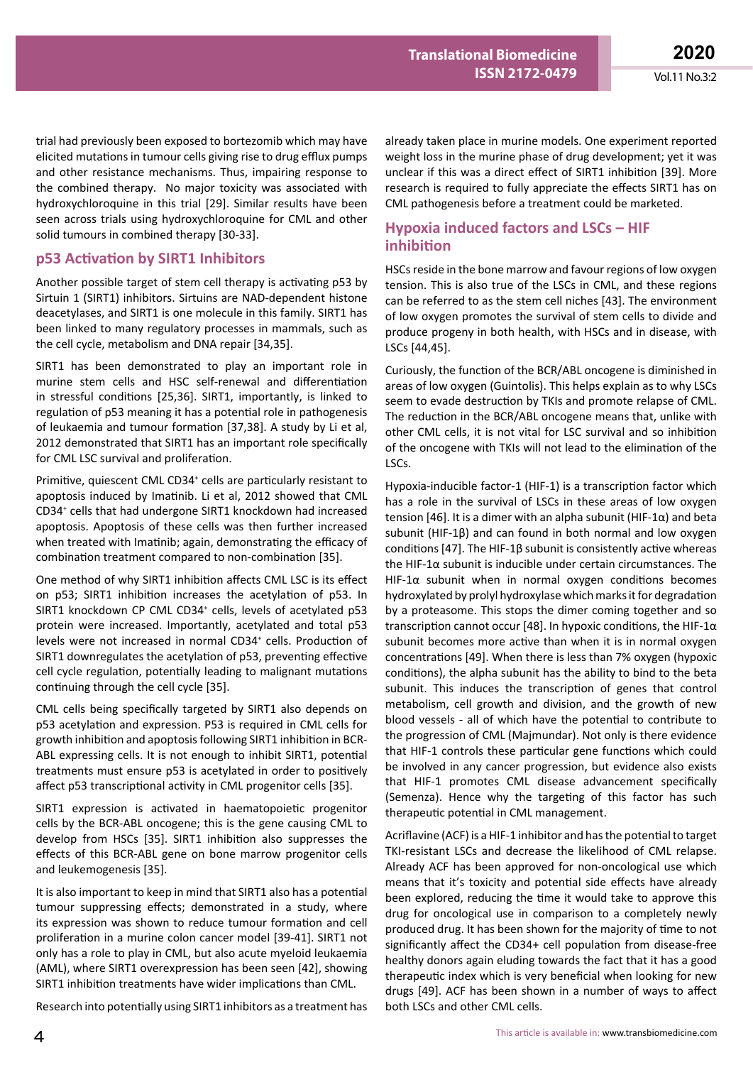trial had previously been exposed to bortezomib which may have elicited mutations in tumour cells giving rise to drug efflux pumps and other resistance mechanisms. Thus, impairing response to the combined therapy. No major toxicity was associated with hydroxychloroquine in this trial [29]. Similar results have been seen across trials using hydroxychloroquine for CML and other solid tumours in combined therapy [30-33].

## p53 Activation by SIRT1 Inhibitors

Another possible target of stem cell therapy is activating p53 by Sirtuin 1 (SIRT1) inhibitors. Sirtuins are NAD-dependent histone deacetylases, and SIRT1 is one molecule in this family. SIRT1 has been linked to many regulatory processes in mammals, such as the cell cycle, metabolism and DNA repair [34,35].

SIRT1 has been demonstrated to play an important role in murine stem cells and HSC self-renewal and differentiation in stressful conditions [25,36]. SIRT1, importantly, is linked to regulation of p53 meaning it has a potential role in pathogenesis of leukaemia and tumour formation [37,38]. A study by Li et al, 2012 demonstrated that SIRT1 has an important role specifically for CML LSC survival and proliferation.

Primitive, quiescent CML $CD34^+$ cells are particularly resistant to apoptosis induced by Imatinib. Li et al, 2012 showed that CML $CD34^+$ cells that had undergone SIRT1 knockdown had increased apoptosis. Apoptosis of these cells was then further increased when treated with Imatinib; again, demonstrating the efficacy of combination treatment compared to non-combination [35].

One method of why SIRT1 inhibition affects CML LSC is its effect on p53; SIRT1 inhibition increases the acetylation of p53. In SIRT1 knockdown CP CML $CD34^+$ cells, levels of acetylated p53 protein were increased. Importantly, acetylated and total p53 levels were not increased in normal $CD34^+$ cells. Production of SIRT1 downregulates the acetylation of p53, preventing effective cell cycle regulation, potentially leading to malignant mutations continuing through the cell cycle [35].

CML cells being specifically targeted by SIRT1 also depends on p53 acetylation and expression. P53 is required in CML cells for growth inhibition and apoptosis following SIRT1 inhibition in BCR-ABL expressing cells. It is not enough to inhibit SIRT1, potential treatments must ensure p53 is acetylated in order to positively affect p53 transcriptional activity in CML progenitor cells [35].

SIRT1 expression is activated in haematopoietic progenitor cells by the BCR-ABL oncogene; this is the gene causing CML to develop from HSCs [35]. SIRT1 inhibition also suppresses the effects of this BCR-ABL gene on bone marrow progenitor cells and leukemogenesis [35].

It is also important to keep in mind that SIRT1 also has a potential tumour suppressing effects; demonstrated in a study, where its expression was shown to reduce tumour formation and cell proliferation in a murine colon cancer model [39-41]. SIRT1 not only has a role to play in CML, but also acute myeloid leukaemia (AML), where SIRT1 overexpression has been seen [42], showing SIRT1 inhibition treatments have wider implications than CML.

Research into potentially using SIRT1 inhibitors as a treatment has already taken place in murine models. One experiment reported weight loss in the murine phase of drug development; yet it was unclear if this was a direct effect of SIRT1 inhibition [39]. More research is required to fully appreciate the effects SIRT1 has on CML pathogenesis before a treatment could be marketed.

## Hypoxia induced factors and LSCs – HIF inhibition

HSCs reside in the bone marrow and favour regions of low oxygen tension. This is also true of the LSCs in CML, and these regions can be referred to as the stem cell niches [43]. The environment of low oxygen promotes the survival of stem cells to divide and produce progeny in both health, with HSCs and in disease, with LSCs [44,45].

Curiously, the function of the BCR/ABL oncogene is diminished in areas of low oxygen (Guintolis). This helps explain as to why LSCs seem to evade destruction by TKIs and promote relapse of CML. The reduction in the BCR/ABL oncogene means that, unlike with other CML cells, it is not vital for LSC survival and so inhibition of the oncogene with TKIs will not lead to the elimination of the LSCs.

Hypoxia-inducible factor-1 (HIF-1) is a transcription factor which has a role in the survival of LSCs in these areas of low oxygen tension [46]. It is a dimer with an alpha subunit (HIF-1α) and beta subunit (HIF-1β) and can found in both normal and low oxygen conditions [47]. The HIF-1β subunit is consistently active whereas the HIF-1α subunit is inducible under certain circumstances. The HIF-1α subunit when in normal oxygen conditions becomes hydroxylated by prolyl hydroxylase which marks it for degradation by a proteasome. This stops the dimer coming together and so transcription cannot occur [48]. In hypoxic conditions, the HIF-1α subunit becomes more active than when it is in normal oxygen concentrations [49]. When there is less than 7% oxygen (hypoxic conditions), the alpha subunit has the ability to bind to the beta subunit. This induces the transcription of genes that control metabolism, cell growth and division, and the growth of new blood vessels - all of which have the potential to contribute to the progression of CML (Majmundar). Not only is there evidence that HIF-1 controls these particular gene functions which could be involved in any cancer progression, but evidence also exists that HIF-1 promotes CML disease advancement specifically (Semenza). Hence why the targeting of this factor has such therapeutic potential in CML management.

Acriflavine (ACF) is a HIF-1 inhibitor and has the potential to target TKI-resistant LSCs and decrease the likelihood of CML relapse. Already ACF has been approved for non-oncological use which means that it's toxicity and potential side effects have already been explored, reducing the time it would take to approve this drug for oncological use in comparison to a completely newly produced drug. It has been shown for the majority of time to not significantly affect the CD34+ cell population from disease-free healthy donors again eluding towards the fact that it has a good therapeutic index which is very beneficial when looking for new drugs [49]. ACF has been shown in a number of ways to affect both LSCs and other CML cells.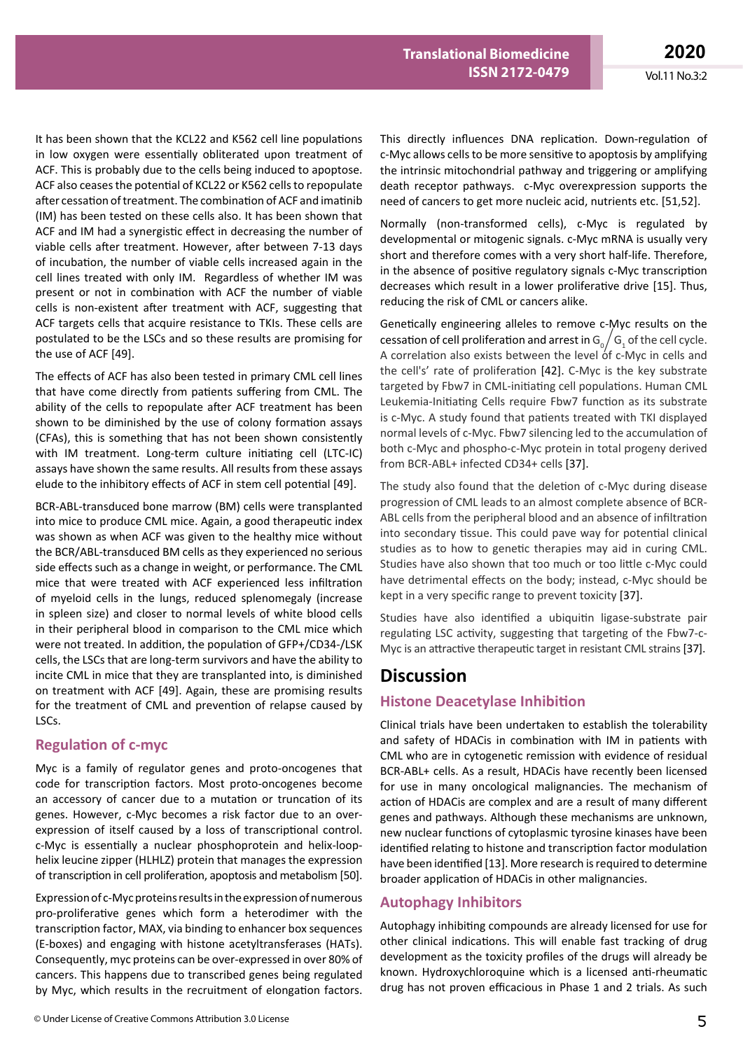It has been shown that the KCL22 and K562 cell line populations in low oxygen were essentially obliterated upon treatment of ACF. This is probably due to the cells being induced to apoptose. ACF also ceases the potential of KCL22 or K562 cells to repopulate after cessation of treatment. The combination of ACF and imatinib (IM) has been tested on these cells also. It has been shown that ACF and IM had a synergistic effect in decreasing the number of viable cells after treatment. However, after between 7-13 days of incubation, the number of viable cells increased again in the cell lines treated with only IM. Regardless of whether IM was present or not in combination with ACF the number of viable cells is non-existent after treatment with ACF, suggesting that ACF targets cells that acquire resistance to TKIs. These cells are postulated to be the LSCs and so these results are promising for the use of ACF [49].

The effects of ACF has also been tested in primary CML cell lines that have come directly from patients suffering from CML. The ability of the cells to repopulate after ACF treatment has been shown to be diminished by the use of colony formation assays (CFAs), this is something that has not been shown consistently with IM treatment. Long-term culture initiating cell (LTC-IC) assays have shown the same results. All results from these assays elude to the inhibitory effects of ACF in stem cell potential [49].

BCR-ABL-transduced bone marrow (BM) cells were transplanted into mice to produce CML mice. Again, a good therapeutic index was shown as when ACF was given to the healthy mice without the BCR/ABL-transduced BM cells as they experienced no serious side effects such as a change in weight, or performance. The CML mice that were treated with ACF experienced less infiltration of myeloid cells in the lungs, reduced splenomegaly (increase in spleen size) and closer to normal levels of white blood cells in their peripheral blood in comparison to the CML mice which were not treated. In addition, the population of GFP+/CD34-/LSK cells, the LSCs that are long-term survivors and have the ability to incite CML in mice that they are transplanted into, is diminished on treatment with ACF [49]. Again, these are promising results for the treatment of CML and prevention of relapse caused by LSCs.

## Regulation of c-myc

Myc is a family of regulator genes and proto-oncogenes that code for transcription factors. Most proto-oncogenes become an accessory of cancer due to a mutation or truncation of its genes. However, c-Myc becomes a risk factor due to an over-expression of itself caused by a loss of transcriptional control. c-Myc is essentially a nuclear phosphoprotein and helix-loop-helix leucine zipper (HLHLZ) protein that manages the expression of transcription in cell proliferation, apoptosis and metabolism [50].

Expression of c-Myc proteins results in the expression of numerous pro-proliferative genes which form a heterodimer with the transcription factor, MAX, via binding to enhancer box sequences (E-boxes) and engaging with histone acetyltransferases (HATs). Consequently, myc proteins can be over-expressed in over 80% of cancers. This happens due to transcribed genes being regulated by Myc, which results in the recruitment of elongation factors. This directly influences DNA replication. Down-regulation of c-Myc allows cells to be more sensitive to apoptosis by amplifying the intrinsic mitochondrial pathway and triggering or amplifying death receptor pathways. c-Myc overexpression supports the need of cancers to get more nucleic acid, nutrients etc. [51,52].

Normally (non-transformed cells), c-Myc is regulated by developmental or mitogenic signals. c-Myc mRNA is usually very short and therefore comes with a very short half-life. Therefore, in the absence of positive regulatory signals c-Myc transcription decreases which result in a lower proliferative drive [15]. Thus, reducing the risk of CML or cancers alike.

Genetically engineering alleles to remove c-Myc results on the cessation of cell proliferation and arrest in $G_0/G_1$ of the cell cycle. A correlation also exists between the level of c-Myc in cells and the cell's' rate of proliferation [42]. C-Myc is the key substrate targeted by Fbw7 in CML-initiating cell populations. Human CML Leukemia-Initiating Cells require Fbw7 function as its substrate is c-Myc. A study found that patients treated with TKI displayed normal levels of c-Myc. Fbw7 silencing led to the accumulation of both c-Myc and phospho-c-Myc protein in total progeny derived from BCR-ABL+ infected CD34+ cells [37].

The study also found that the deletion of c-Myc during disease progression of CML leads to an almost complete absence of BCR-ABL cells from the peripheral blood and an absence of infiltration into secondary tissue. This could pave way for potential clinical studies as to how to genetic therapies may aid in curing CML. Studies have also shown that too much or too little c-Myc could have detrimental effects on the body; instead, c-Myc should be kept in a very specific range to prevent toxicity [37].

Studies have also identified a ubiquitin ligase-substrate pair regulating LSC activity, suggesting that targeting of the Fbw7-c-Myc is an attractive therapeutic target in resistant CML strains [37].

# Discussion

## Histone Deacetylase Inhibition

Clinical trials have been undertaken to establish the tolerability and safety of HDACis in combination with IM in patients with CML who are in cytogenetic remission with evidence of residual BCR-ABL+ cells. As a result, HDACis have recently been licensed for use in many oncological malignancies. The mechanism of action of HDACis are complex and are a result of many different genes and pathways. Although these mechanisms are unknown, new nuclear functions of cytoplasmic tyrosine kinases have been identified relating to histone and transcription factor modulation have been identified [13]. More research is required to determine broader application of HDACis in other malignancies.

## Autophagy Inhibitors

Autophagy inhibiting compounds are already licensed for use for other clinical indications. This will enable fast tracking of drug development as the toxicity profiles of the drugs will already be known. Hydroxychloroquine which is a licensed anti-rheumatic drug has not proven efficacious in Phase 1 and 2 trials. As such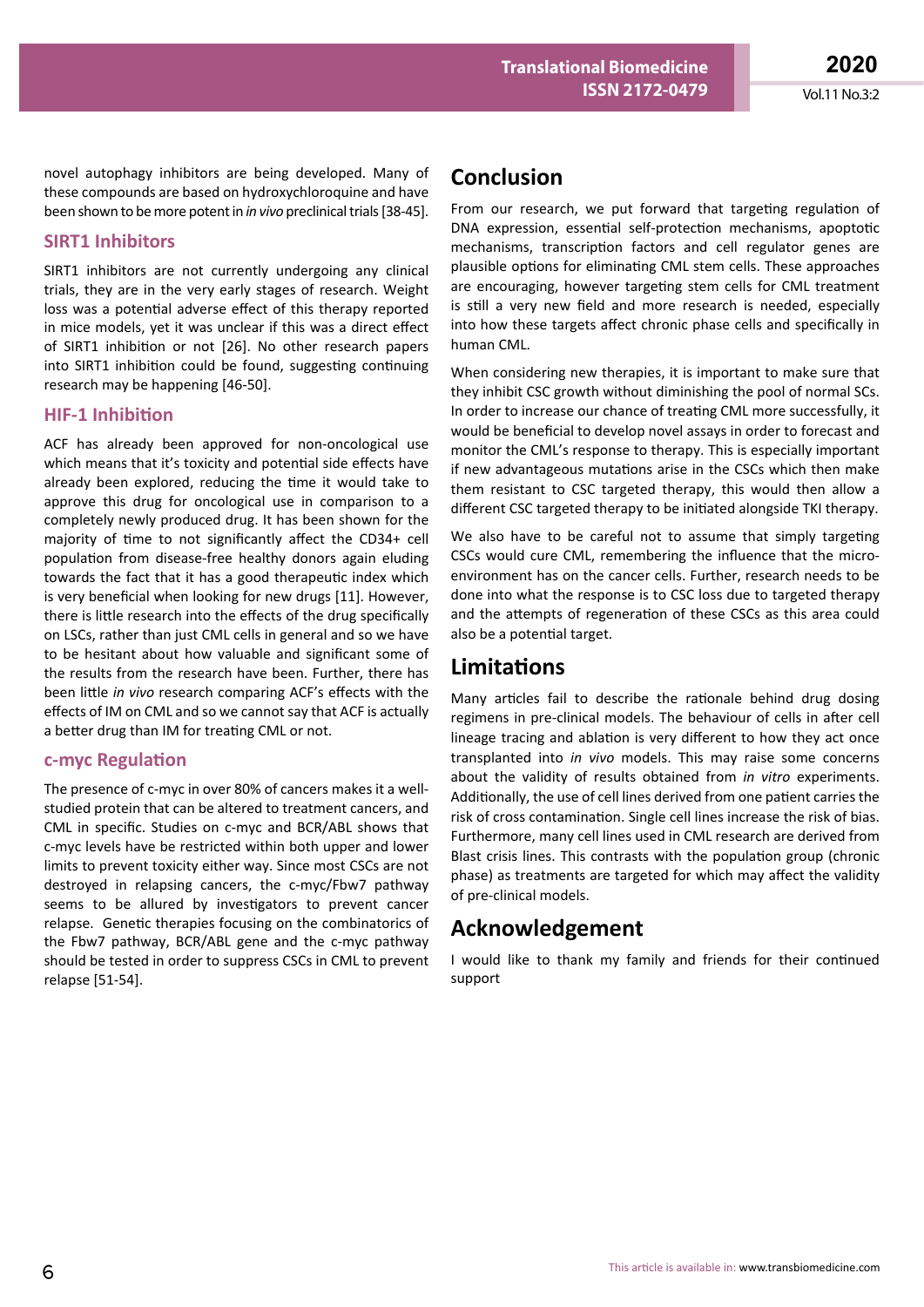novel autophagy inhibitors are being developed. Many of these compounds are based on hydroxychloroquine and have been shown to be more potent in *in vivo* preclinical trials [38-45].

### SIRT1 Inhibitors

SIRT1 inhibitors are not currently undergoing any clinical trials, they are in the very early stages of research. Weight loss was a potential adverse effect of this therapy reported in mice models, yet it was unclear if this was a direct effect of SIRT1 inhibition or not [26]. No other research papers into SIRT1 inhibition could be found, suggesting continuing research may be happening [46-50].

### HIF-1 Inhibition

ACF has already been approved for non-oncological use which means that it's toxicity and potential side effects have already been explored, reducing the time it would take to approve this drug for oncological use in comparison to a completely newly produced drug. It has been shown for the majority of time to not significantly affect the CD34+ cell population from disease-free healthy donors again eluding towards the fact that it has a good therapeutic index which is very beneficial when looking for new drugs [11]. However, there is little research into the effects of the drug specifically on LSCs, rather than just CML cells in general and so we have to be hesitant about how valuable and significant some of the results from the research have been. Further, there has been little *in vivo* research comparing ACF's effects with the effects of IM on CML and so we cannot say that ACF is actually a better drug than IM for treating CML or not.

### c-myc Regulation

The presence of c-myc in over 80% of cancers makes it a well-studied protein that can be altered to treatment cancers, and CML in specific. Studies on c-myc and BCR/ABL shows that c-myc levels have be restricted within both upper and lower limits to prevent toxicity either way. Since most CSCs are not destroyed in relapsing cancers, the c-myc/Fbw7 pathway seems to be allured by investigators to prevent cancer relapse. Genetic therapies focusing on the combinatorics of the Fbw7 pathway, BCR/ABL gene and the c-myc pathway should be tested in order to suppress CSCs in CML to prevent relapse [51-54].

## Conclusion

From our research, we put forward that targeting regulation of DNA expression, essential self-protection mechanisms, apoptotic mechanisms, transcription factors and cell regulator genes are plausible options for eliminating CML stem cells. These approaches are encouraging, however targeting stem cells for CML treatment is still a very new field and more research is needed, especially into how these targets affect chronic phase cells and specifically in human CML.

When considering new therapies, it is important to make sure that they inhibit CSC growth without diminishing the pool of normal SCs. In order to increase our chance of treating CML more successfully, it would be beneficial to develop novel assays in order to forecast and monitor the CML's response to therapy. This is especially important if new advantageous mutations arise in the CSCs which then make them resistant to CSC targeted therapy, this would then allow a different CSC targeted therapy to be initiated alongside TKI therapy.

We also have to be careful not to assume that simply targeting CSCs would cure CML, remembering the influence that the micro-environment has on the cancer cells. Further, research needs to be done into what the response is to CSC loss due to targeted therapy and the attempts of regeneration of these CSCs as this area could also be a potential target.

## Limitations

Many articles fail to describe the rationale behind drug dosing regimens in pre-clinical models. The behaviour of cells in after cell lineage tracing and ablation is very different to how they act once transplanted into *in vivo* models. This may raise some concerns about the validity of results obtained from *in vitro* experiments. Additionally, the use of cell lines derived from one patient carries the risk of cross contamination. Single cell lines increase the risk of bias. Furthermore, many cell lines used in CML research are derived from Blast crisis lines. This contrasts with the population group (chronic phase) as treatments are targeted for which may affect the validity of pre-clinical models.

## Acknowledgement

I would like to thank my family and friends for their continued support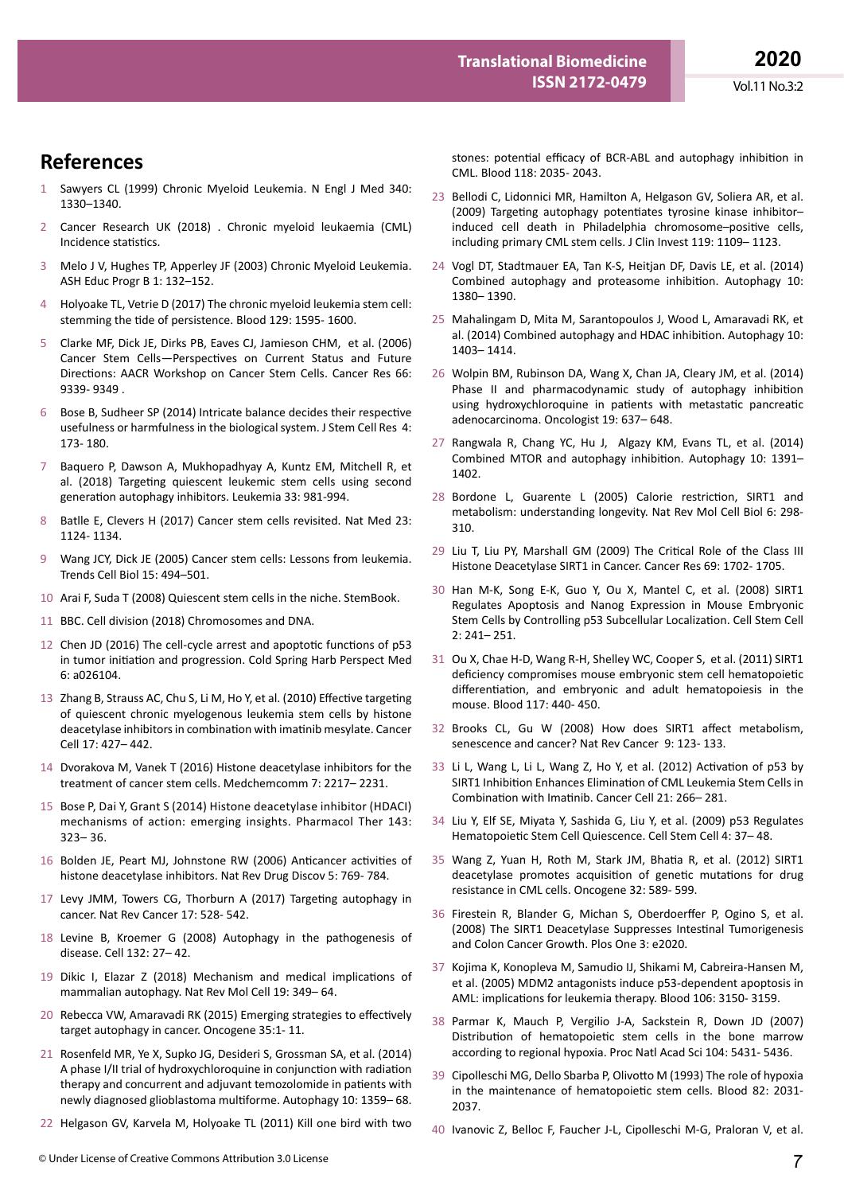## References

1. Sawyers CL (1999) Chronic Myeloid Leukemia. N Engl J Med 340: 1330–1340.

2. Cancer Research UK (2018) . Chronic myeloid leukaemia (CML) Incidence statistics.

3. Melo J V, Hughes TP, Apperley JF (2003) Chronic Myeloid Leukemia. ASH Educ Progr B 1: 132–152.

4. Holyoake TL, Vetrie D (2017) The chronic myeloid leukemia stem cell: stemming the tide of persistence. Blood 129: 1595- 1600.

5. Clarke MF, Dick JE, Dirks PB, Eaves CJ, Jamieson CHM, et al. (2006) Cancer Stem Cells—Perspectives on Current Status and Future Directions: AACR Workshop on Cancer Stem Cells. Cancer Res 66: 9339- 9349 .

6. Bose B, Sudheer SP (2014) Intricate balance decides their respective usefulness or harmfulness in the biological system. J Stem Cell Res 4: 173- 180.

7. Baquero P, Dawson A, Mukhopadhyay A, Kuntz EM, Mitchell R, et al. (2018) Targeting quiescent leukemic stem cells using second generation autophagy inhibitors. Leukemia 33: 981-994.

8. Batlle E, Clevers H (2017) Cancer stem cells revisited. Nat Med 23: 1124- 1134.

9. Wang JCY, Dick JE (2005) Cancer stem cells: Lessons from leukemia. Trends Cell Biol 15: 494–501.

10. Arai F, Suda T (2008) Quiescent stem cells in the niche. StemBook.

11. BBC. Cell division (2018) Chromosomes and DNA.

12. Chen JD (2016) The cell-cycle arrest and apoptotic functions of p53 in tumor initiation and progression. Cold Spring Harb Perspect Med 6: a026104.

13. Zhang B, Strauss AC, Chu S, Li M, Ho Y, et al. (2010) Effective targeting of quiescent chronic myelogenous leukemia stem cells by histone deacetylase inhibitors in combination with imatinib mesylate. Cancer Cell 17: 427– 442.

14. Dvorakova M, Vanek T (2016) Histone deacetylase inhibitors for the treatment of cancer stem cells. Medchemcomm 7: 2217– 2231.

15. Bose P, Dai Y, Grant S (2014) Histone deacetylase inhibitor (HDACI) mechanisms of action: emerging insights. Pharmacol Ther 143: 323– 36.

16. Bolden JE, Peart MJ, Johnstone RW (2006) Anticancer activities of histone deacetylase inhibitors. Nat Rev Drug Discov 5: 769- 784.

17. Levy JMM, Towers CG, Thorburn A (2017) Targeting autophagy in cancer. Nat Rev Cancer 17: 528- 542.

18. Levine B, Kroemer G (2008) Autophagy in the pathogenesis of disease. Cell 132: 27– 42.

19. Dikic I, Elazar Z (2018) Mechanism and medical implications of mammalian autophagy. Nat Rev Mol Cell 19: 349– 64.

20. Rebecca VW, Amaravadi RK (2015) Emerging strategies to effectively target autophagy in cancer. Oncogene 35:1- 11.

21. Rosenfeld MR, Ye X, Supko JG, Desideri S, Grossman SA, et al. (2014) A phase I/II trial of hydroxychloroquine in conjunction with radiation therapy and concurrent and adjuvant temozolomide in patients with newly diagnosed glioblastoma multiforme. Autophagy 10: 1359– 68.

22. Helgason GV, Karvela M, Holyoake TL (2011) Kill one bird with two stones: potential efficacy of BCR-ABL and autophagy inhibition in CML. Blood 118: 2035- 2043.

23. Bellodi C, Lidonnici MR, Hamilton A, Helgason GV, Soliera AR, et al. (2009) Targeting autophagy potentiates tyrosine kinase inhibitor–induced cell death in Philadelphia chromosome–positive cells, including primary CML stem cells. J Clin Invest 119: 1109– 1123.

24. Vogl DT, Stadtmauer EA, Tan K-S, Heitjan DF, Davis LE, et al. (2014) Combined autophagy and proteasome inhibition. Autophagy 10: 1380– 1390.

25. Mahalingam D, Mita M, Sarantopoulos J, Wood L, Amaravadi RK, et al. (2014) Combined autophagy and HDAC inhibition. Autophagy 10: 1403– 1414.

26. Wolpin BM, Rubinson DA, Wang X, Chan JA, Cleary JM, et al. (2014) Phase II and pharmacodynamic study of autophagy inhibition using hydroxychloroquine in patients with metastatic pancreatic adenocarcinoma. Oncologist 19: 637– 648.

27. Rangwala R, Chang YC, Hu J, Algazy KM, Evans TL, et al. (2014) Combined MTOR and autophagy inhibition. Autophagy 10: 1391– 1402.

28. Bordone L, Guarente L (2005) Calorie restriction, SIRT1 and metabolism: understanding longevity. Nat Rev Mol Cell Biol 6: 298- 310.

29. Liu T, Liu PY, Marshall GM (2009) The Critical Role of the Class III Histone Deacetylase SIRT1 in Cancer. Cancer Res 69: 1702- 1705.

30. Han M-K, Song E-K, Guo Y, Ou X, Mantel C, et al. (2008) SIRT1 Regulates Apoptosis and Nanog Expression in Mouse Embryonic Stem Cells by Controlling p53 Subcellular Localization. Cell Stem Cell 2: 241– 251.

31. Ou X, Chae H-D, Wang R-H, Shelley WC, Cooper S, et al. (2011) SIRT1 deficiency compromises mouse embryonic stem cell hematopoietic differentiation, and embryonic and adult hematopoiesis in the mouse. Blood 117: 440- 450.

32. Brooks CL, Gu W (2008) How does SIRT1 affect metabolism, senescence and cancer? Nat Rev Cancer 9: 123- 133.

33. Li L, Wang L, Li L, Wang Z, Ho Y, et al. (2012) Activation of p53 by SIRT1 Inhibition Enhances Elimination of CML Leukemia Stem Cells in Combination with Imatinib. Cancer Cell 21: 266– 281.

34. Liu Y, Elf SE, Miyata Y, Sashida G, Liu Y, et al. (2009) p53 Regulates Hematopoietic Stem Cell Quiescence. Cell Stem Cell 4: 37– 48.

35. Wang Z, Yuan H, Roth M, Stark JM, Bhatia R, et al. (2012) SIRT1 deacetylase promotes acquisition of genetic mutations for drug resistance in CML cells. Oncogene 32: 589- 599.

36. Firestein R, Blander G, Michan S, Oberdoerffer P, Ogino S, et al. (2008) The SIRT1 Deacetylase Suppresses Intestinal Tumorigenesis and Colon Cancer Growth. Plos One 3: e2020.

37. Kojima K, Konopleva M, Samudio IJ, Shikami M, Cabreira-Hansen M, et al. (2005) MDM2 antagonists induce p53-dependent apoptosis in AML: implications for leukemia therapy. Blood 106: 3150- 3159.

38. Parmar K, Mauch P, Vergilio J-A, Sackstein R, Down JD (2007) Distribution of hematopoietic stem cells in the bone marrow according to regional hypoxia. Proc Natl Acad Sci 104: 5431- 5436.

39. Cipolleschi MG, Dello Sbarba P, Olivotto M (1993) The role of hypoxia in the maintenance of hematopoietic stem cells. Blood 82: 2031- 2037.

40. Ivanovic Z, Belloc F, Faucher J-L, Cipolleschi M-G, Praloran V, et al.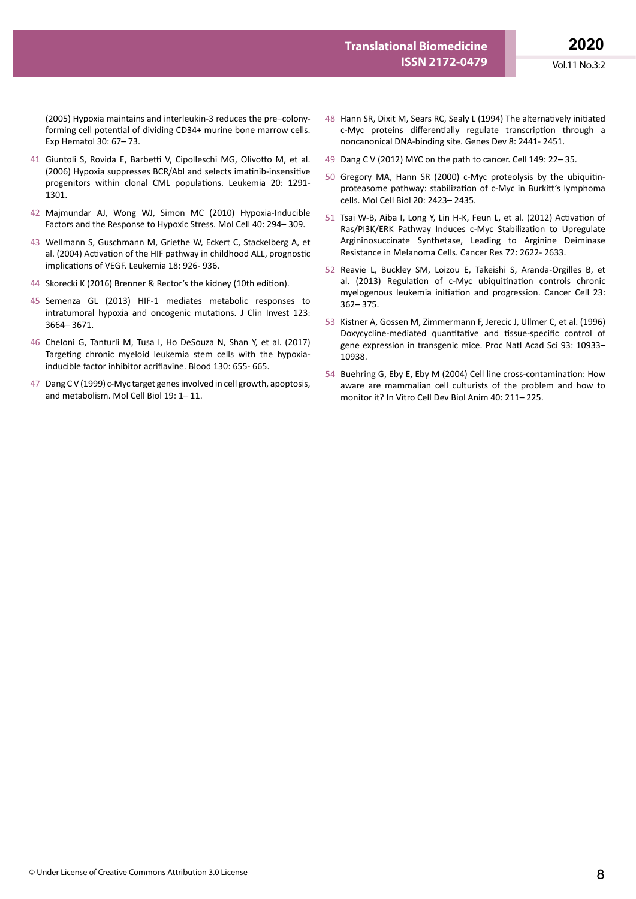(2005) Hypoxia maintains and interleukin-3 reduces the pre–colony-forming cell potential of dividing CD34+ murine bone marrow cells. Exp Hematol 30: 67– 73.

41 Giuntoli S, Rovida E, Barbetti V, Cipolleschi MG, Olivotto M, et al. (2006) Hypoxia suppresses BCR/Abl and selects imatinib-insensitive progenitors within clonal CML populations. Leukemia 20: 1291-1301.

42 Majmundar AJ, Wong WJ, Simon MC (2010) Hypoxia-Inducible Factors and the Response to Hypoxic Stress. Mol Cell 40: 294– 309.

43 Wellmann S, Guschmann M, Griethe W, Eckert C, Stackelberg A, et al. (2004) Activation of the HIF pathway in childhood ALL, prognostic implications of VEGF. Leukemia 18: 926- 936.

44 Skorecki K (2016) Brenner & Rector's the kidney (10th edition).

45 Semenza GL (2013) HIF-1 mediates metabolic responses to intratumoral hypoxia and oncogenic mutations. J Clin Invest 123: 3664– 3671.

46 Cheloni G, Tanturli M, Tusa I, Ho DeSouza N, Shan Y, et al. (2017) Targeting chronic myeloid leukemia stem cells with the hypoxia-inducible factor inhibitor acriflavine. Blood 130: 655- 665.

47 Dang C V (1999) c-Myc target genes involved in cell growth, apoptosis, and metabolism. Mol Cell Biol 19: 1– 11.

48 Hann SR, Dixit M, Sears RC, Sealy L (1994) The alternatively initiated c-Myc proteins differentially regulate transcription through a noncanonical DNA-binding site. Genes Dev 8: 2441- 2451.

49 Dang C V (2012) MYC on the path to cancer. Cell 149: 22– 35.

50 Gregory MA, Hann SR (2000) c-Myc proteolysis by the ubiquitin-proteasome pathway: stabilization of c-Myc in Burkitt's lymphoma cells. Mol Cell Biol 20: 2423– 2435.

51 Tsai W-B, Aiba I, Long Y, Lin H-K, Feun L, et al. (2012) Activation of Ras/PI3K/ERK Pathway Induces c-Myc Stabilization to Upregulate Argininosuccinate Synthetase, Leading to Arginine Deiminase Resistance in Melanoma Cells. Cancer Res 72: 2622- 2633.

52 Reavie L, Buckley SM, Loizou E, Takeishi S, Aranda-Orgilles B, et al. (2013) Regulation of c-Myc ubiquitination controls chronic myelogenous leukemia initiation and progression. Cancer Cell 23: 362– 375.

53 Kistner A, Gossen M, Zimmermann F, Jerecic J, Ullmer C, et al. (1996) Doxycycline-mediated quantitative and tissue-specific control of gene expression in transgenic mice. Proc Natl Acad Sci 93: 10933–10938.

54 Buehring G, Eby E, Eby M (2004) Cell line cross-contamination: How aware are mammalian cell culturists of the problem and how to monitor it? In Vitro Cell Dev Biol Anim 40: 211– 225.